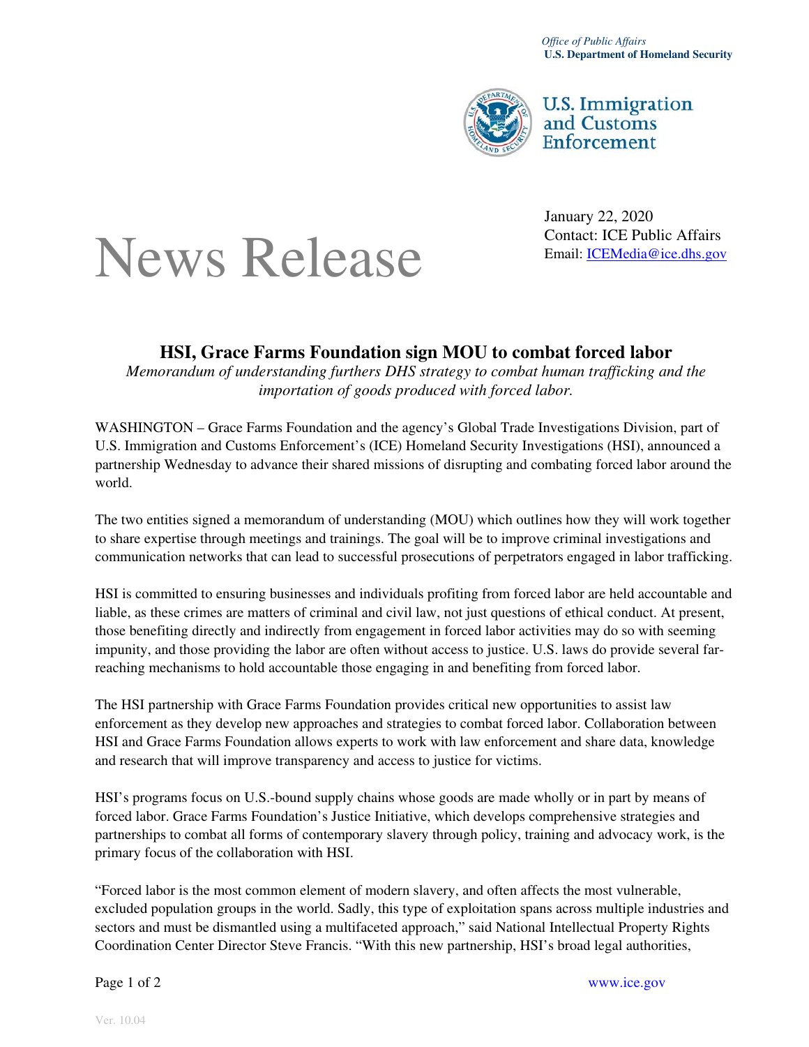*Office of Public Affairs*
**U.S. Department of Homeland Security**

U.S. Immigration and Customs Enforcement

# News Release

January 22, 2020
Contact: ICE Public Affairs
Email: ICEMedia@ice.dhs.gov

## HSI, Grace Farms Foundation sign MOU to combat forced labor

*Memorandum of understanding furthers DHS strategy to combat human trafficking and the importation of goods produced with forced labor.*

WASHINGTON – Grace Farms Foundation and the agency's Global Trade Investigations Division, part of U.S. Immigration and Customs Enforcement's (ICE) Homeland Security Investigations (HSI), announced a partnership Wednesday to advance their shared missions of disrupting and combating forced labor around the world.

The two entities signed a memorandum of understanding (MOU) which outlines how they will work together to share expertise through meetings and trainings. The goal will be to improve criminal investigations and communication networks that can lead to successful prosecutions of perpetrators engaged in labor trafficking.

HSI is committed to ensuring businesses and individuals profiting from forced labor are held accountable and liable, as these crimes are matters of criminal and civil law, not just questions of ethical conduct. At present, those benefiting directly and indirectly from engagement in forced labor activities may do so with seeming impunity, and those providing the labor are often without access to justice. U.S. laws do provide several far-reaching mechanisms to hold accountable those engaging in and benefiting from forced labor.

The HSI partnership with Grace Farms Foundation provides critical new opportunities to assist law enforcement as they develop new approaches and strategies to combat forced labor. Collaboration between HSI and Grace Farms Foundation allows experts to work with law enforcement and share data, knowledge and research that will improve transparency and access to justice for victims.

HSI's programs focus on U.S.-bound supply chains whose goods are made wholly or in part by means of forced labor. Grace Farms Foundation's Justice Initiative, which develops comprehensive strategies and partnerships to combat all forms of contemporary slavery through policy, training and advocacy work, is the primary focus of the collaboration with HSI.

"Forced labor is the most common element of modern slavery, and often affects the most vulnerable, excluded population groups in the world. Sadly, this type of exploitation spans across multiple industries and sectors and must be dismantled using a multifaceted approach," said National Intellectual Property Rights Coordination Center Director Steve Francis. "With this new partnership, HSI's broad legal authorities,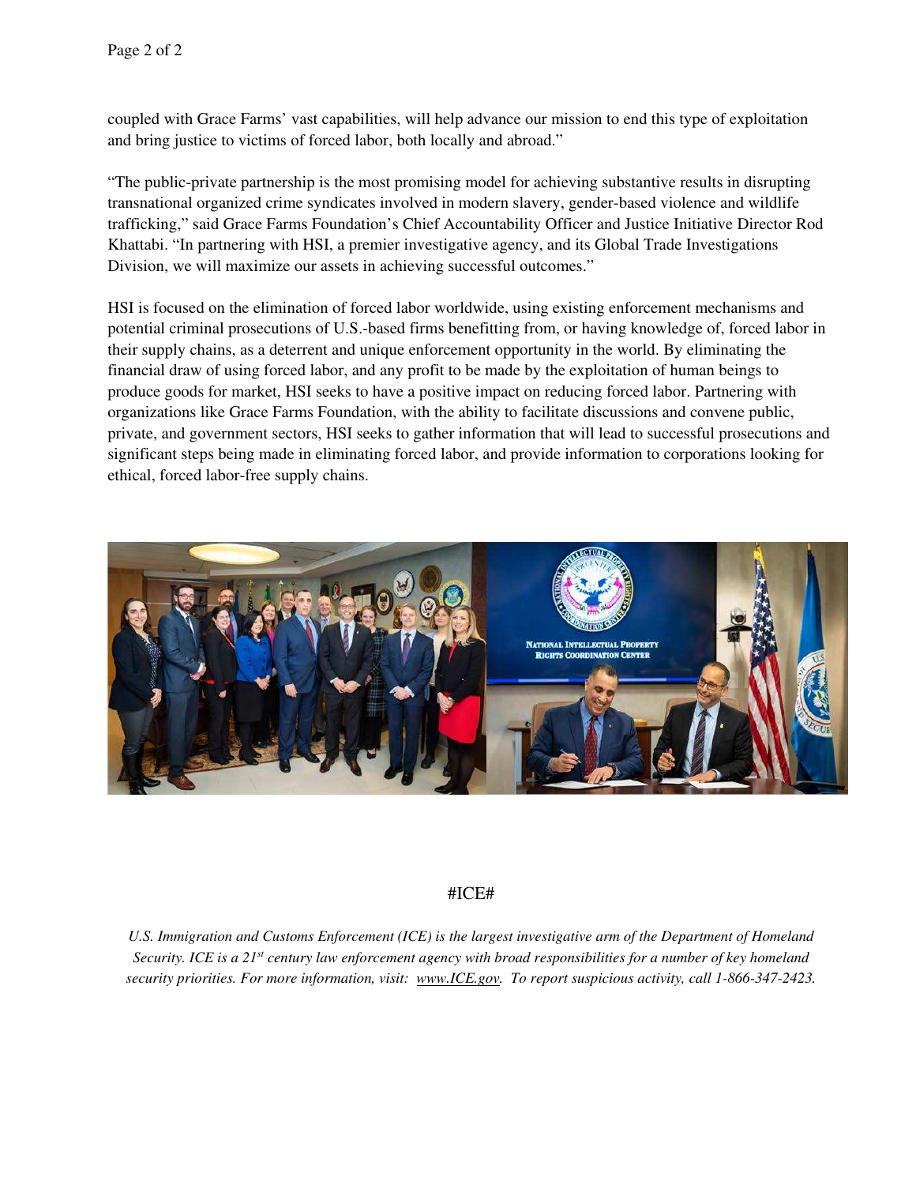coupled with Grace Farms' vast capabilities, will help advance our mission to end this type of exploitation and bring justice to victims of forced labor, both locally and abroad."

"The public-private partnership is the most promising model for achieving substantive results in disrupting transnational organized crime syndicates involved in modern slavery, gender-based violence and wildlife trafficking," said Grace Farms Foundation's Chief Accountability Officer and Justice Initiative Director Rod Khattabi. "In partnering with HSI, a premier investigative agency, and its Global Trade Investigations Division, we will maximize our assets in achieving successful outcomes."

HSI is focused on the elimination of forced labor worldwide, using existing enforcement mechanisms and potential criminal prosecutions of U.S.-based firms benefitting from, or having knowledge of, forced labor in their supply chains, as a deterrent and unique enforcement opportunity in the world. By eliminating the financial draw of using forced labor, and any profit to be made by the exploitation of human beings to produce goods for market, HSI seeks to have a positive impact on reducing forced labor. Partnering with organizations like Grace Farms Foundation, with the ability to facilitate discussions and convene public, private, and government sectors, HSI seeks to gather information that will lead to successful prosecutions and significant steps being made in eliminating forced labor, and provide information to corporations looking for ethical, forced labor-free supply chains.

#ICE#

*U.S. Immigration and Customs Enforcement (ICE) is the largest investigative arm of the Department of Homeland Security. ICE is a 21st century law enforcement agency with broad responsibilities for a number of key homeland security priorities. For more information, visit: www.ICE.gov. To report suspicious activity, call 1-866-347-2423.*